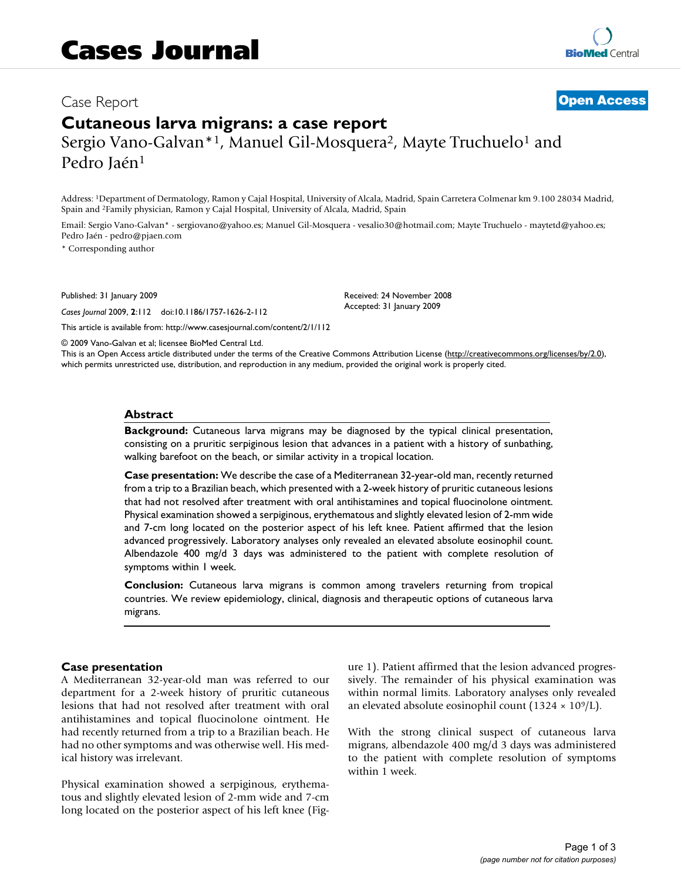# Cases Journal

Case Report

**Open Access**

# Cutaneous larva migrans: a case report

Sergio Vano-Galvan*[1], Manuel Gil-Mosquera[2], Mayte Truchuelo[1] and Pedro Jaén[1]

Address: [1]Department of Dermatology, Ramon y Cajal Hospital, University of Alcala, Madrid, Spain Carretera Colmenar km 9.100 28034 Madrid, Spain and [2]Family physician, Ramon y Cajal Hospital, University of Alcala, Madrid, Spain

Email: Sergio Vano-Galvan* - sergiovano@yahoo.es; Manuel Gil-Mosquera - vesalio30@hotmail.com; Mayte Truchuelo - maytetd@yahoo.es; Pedro Jaén - pedro@pjaen.com

\* Corresponding author

Published: 31 January 2009

*Cases Journal* 2009, **2**:112 doi:10.1186/1757-1626-2-112

Received: 24 November 2008
Accepted: 31 January 2009

This article is available from: http://www.casesjournal.com/content/2/1/112

© 2009 Vano-Galvan et al; licensee BioMed Central Ltd.
This is an Open Access article distributed under the terms of the Creative Commons Attribution License (http://creativecommons.org/licenses/by/2.0), which permits unrestricted use, distribution, and reproduction in any medium, provided the original work is properly cited.

## Abstract

**Background:** Cutaneous larva migrans may be diagnosed by the typical clinical presentation, consisting on a pruritic serpiginous lesion that advances in a patient with a history of sunbathing, walking barefoot on the beach, or similar activity in a tropical location.

**Case presentation:** We describe the case of a Mediterranean 32-year-old man, recently returned from a trip to a Brazilian beach, which presented with a 2-week history of pruritic cutaneous lesions that had not resolved after treatment with oral antihistamines and topical fluocinolone ointment. Physical examination showed a serpiginous, erythematous and slightly elevated lesion of 2-mm wide and 7-cm long located on the posterior aspect of his left knee. Patient affirmed that the lesion advanced progressively. Laboratory analyses only revealed an elevated absolute eosinophil count. Albendazole 400 mg/d 3 days was administered to the patient with complete resolution of symptoms within 1 week.

**Conclusion:** Cutaneous larva migrans is common among travelers returning from tropical countries. We review epidemiology, clinical, diagnosis and therapeutic options of cutaneous larva migrans.

## Case presentation

A Mediterranean 32-year-old man was referred to our department for a 2-week history of pruritic cutaneous lesions that had not resolved after treatment with oral antihistamines and topical fluocinolone ointment. He had recently returned from a trip to a Brazilian beach. He had no other symptoms and was otherwise well. His medical history was irrelevant.

Physical examination showed a serpiginous, erythematous and slightly elevated lesion of 2-mm wide and 7-cm long located on the posterior aspect of his left knee (Figure 1). Patient affirmed that the lesion advanced progressively. The remainder of his physical examination was within normal limits. Laboratory analyses only revealed an elevated absolute eosinophil count ($1324 \times 10^9$/L).

With the strong clinical suspect of cutaneous larva migrans, albendazole 400 mg/d 3 days was administered to the patient with complete resolution of symptoms within 1 week.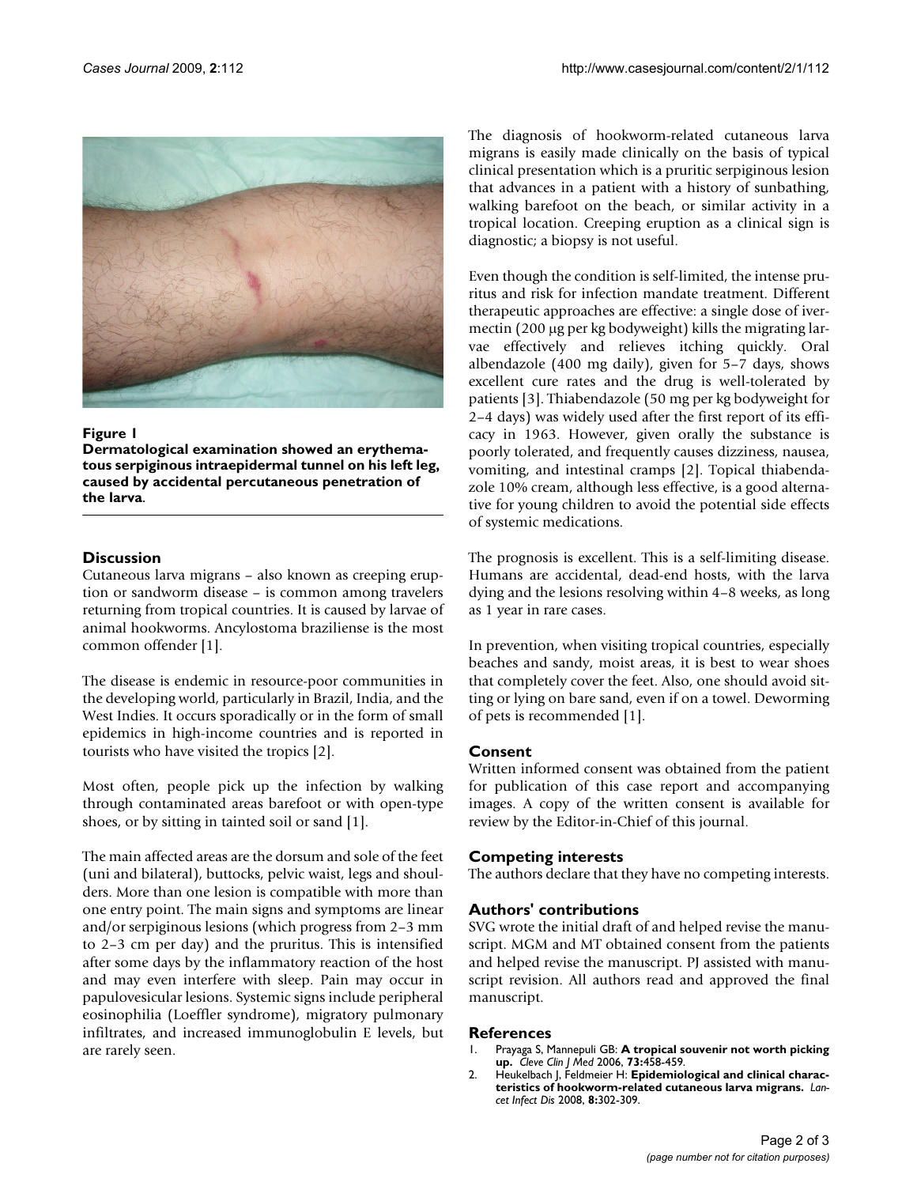**Figure 1**

**Dermatological examination showed an erythematous serpiginous intraepidermal tunnel on his left leg, caused by accidental percutaneous penetration of the larva.**

## Discussion

Cutaneous larva migrans – also known as creeping eruption or sandworm disease – is common among travelers returning from tropical countries. It is caused by larvae of animal hookworms. Ancylostoma braziliense is the most common offender [1].

The disease is endemic in resource-poor communities in the developing world, particularly in Brazil, India, and the West Indies. It occurs sporadically or in the form of small epidemics in high-income countries and is reported in tourists who have visited the tropics [2].

Most often, people pick up the infection by walking through contaminated areas barefoot or with open-type shoes, or by sitting in tainted soil or sand [1].

The main affected areas are the dorsum and sole of the feet (uni and bilateral), buttocks, pelvic waist, legs and shoulders. More than one lesion is compatible with more than one entry point. The main signs and symptoms are linear and/or serpiginous lesions (which progress from 2–3 mm to 2–3 cm per day) and the pruritus. This is intensified after some days by the inflammatory reaction of the host and may even interfere with sleep. Pain may occur in papulovesicular lesions. Systemic signs include peripheral eosinophilia (Loeffler syndrome), migratory pulmonary infiltrates, and increased immunoglobulin E levels, but are rarely seen.

The diagnosis of hookworm-related cutaneous larva migrans is easily made clinically on the basis of typical clinical presentation which is a pruritic serpiginous lesion that advances in a patient with a history of sunbathing, walking barefoot on the beach, or similar activity in a tropical location. Creeping eruption as a clinical sign is diagnostic; a biopsy is not useful.

Even though the condition is self-limited, the intense pruritus and risk for infection mandate treatment. Different therapeutic approaches are effective: a single dose of ivermectin (200 μg per kg bodyweight) kills the migrating larvae effectively and relieves itching quickly. Oral albendazole (400 mg daily), given for 5–7 days, shows excellent cure rates and the drug is well-tolerated by patients [3]. Thiabendazole (50 mg per kg bodyweight for 2–4 days) was widely used after the first report of its efficacy in 1963. However, given orally the substance is poorly tolerated, and frequently causes dizziness, nausea, vomiting, and intestinal cramps [2]. Topical thiabendazole 10% cream, although less effective, is a good alternative for young children to avoid the potential side effects of systemic medications.

The prognosis is excellent. This is a self-limiting disease. Humans are accidental, dead-end hosts, with the larva dying and the lesions resolving within 4–8 weeks, as long as 1 year in rare cases.

In prevention, when visiting tropical countries, especially beaches and sandy, moist areas, it is best to wear shoes that completely cover the feet. Also, one should avoid sitting or lying on bare sand, even if on a towel. Deworming of pets is recommended [1].

## Consent

Written informed consent was obtained from the patient for publication of this case report and accompanying images. A copy of the written consent is available for review by the Editor-in-Chief of this journal.

## Competing interests

The authors declare that they have no competing interests.

## Authors' contributions

SVG wrote the initial draft of and helped revise the manuscript. MGM and MT obtained consent from the patients and helped revise the manuscript. PJ assisted with manuscript revision. All authors read and approved the final manuscript.

## References

1. Prayaga S, Mannepuli GB: **A tropical souvenir not worth picking up.** *Cleve Clin J Med* 2006, **73:**458-459.
2. Heukelbach J, Feldmeier H: **Epidemiological and clinical characteristics of hookworm-related cutaneous larva migrans.** *Lancet Infect Dis* 2008, **8:**302-309.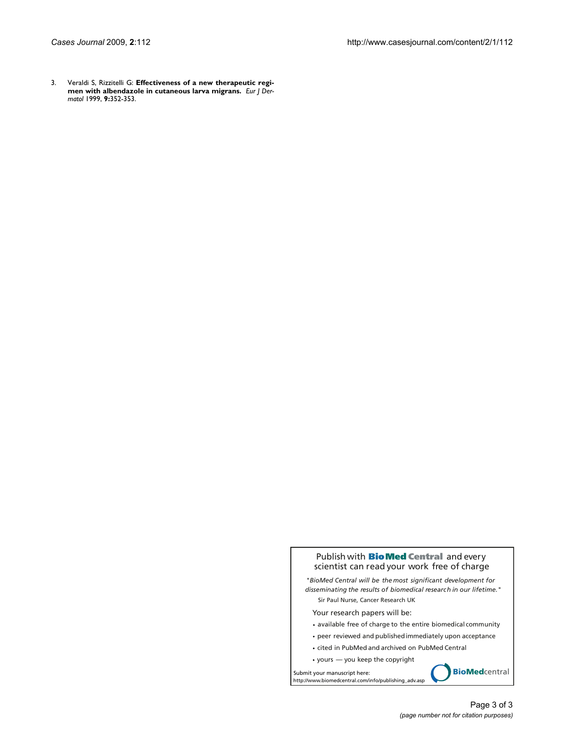3. Veraldi S, Rizzitelli G: **Effectiveness of a new therapeutic regimen with albendazole in cutaneous larva migrans.** *Eur J Dermatol* 1999, **9:**352-353.

Publish with **BioMed Central** and every scientist can read your work free of charge

*"BioMed Central will be the most significant development for disseminating the results of biomedical research in our lifetime."*

Sir Paul Nurse, Cancer Research UK

Your research papers will be:

- available free of charge to the entire biomedical community
- peer reviewed and published immediately upon acceptance
- cited in PubMed and archived on PubMed Central
- yours — you keep the copyright

Submit your manuscript here:
http://www.biomedcentral.com/info/publishing_adv.asp

**BioMed**central